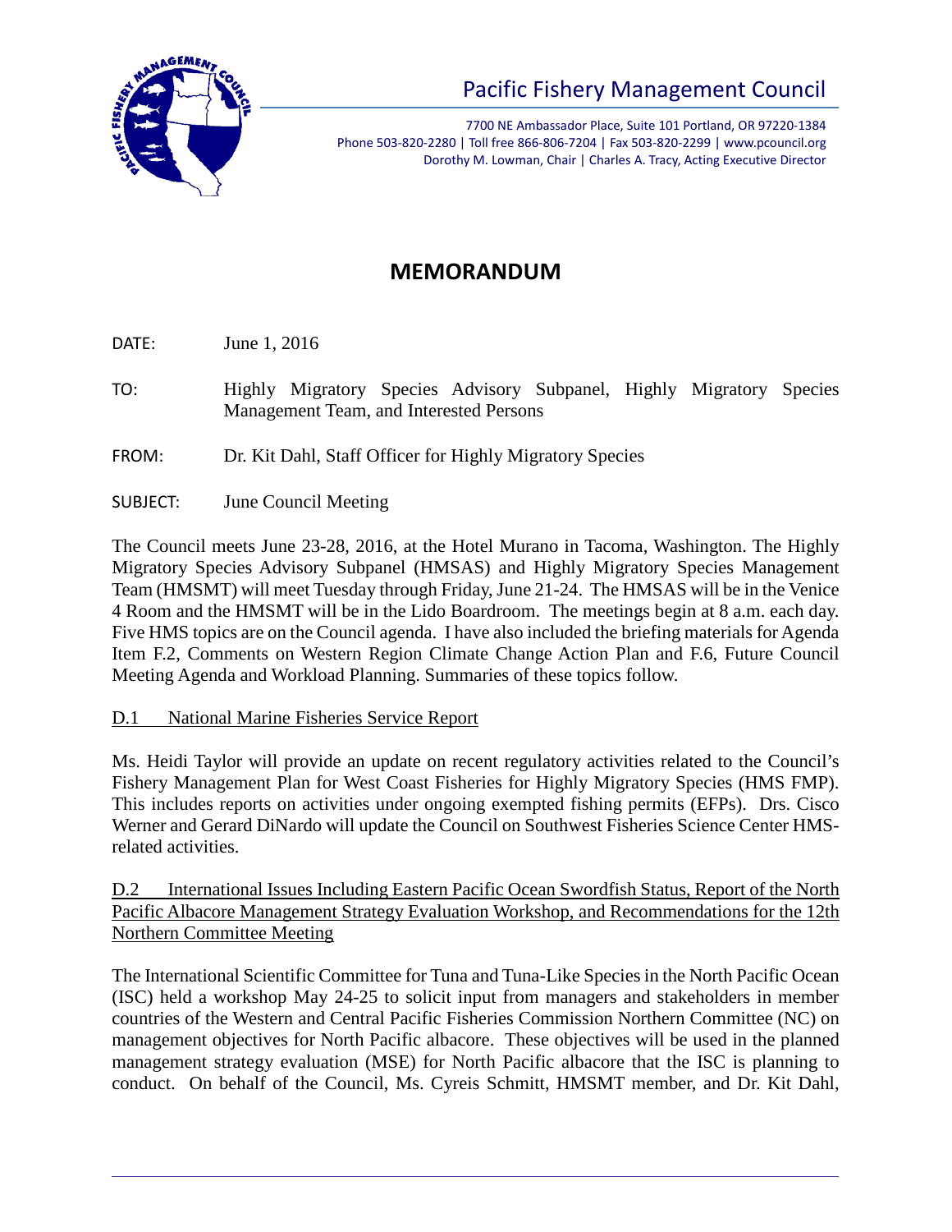# Pacific Fishery Management Council

7700 NE Ambassador Place, Suite 101 Portland, OR 97220-1384
Phone 503-820-2280 | Toll free 866-806-7204 | Fax 503-820-2299 | www.pcouncil.org
Dorothy M. Lowman, Chair | Charles A. Tracy, Acting Executive Director

## MEMORANDUM

DATE: June 1, 2016

TO: Highly Migratory Species Advisory Subpanel, Highly Migratory Species Management Team, and Interested Persons

FROM: Dr. Kit Dahl, Staff Officer for Highly Migratory Species

SUBJECT: June Council Meeting

The Council meets June 23-28, 2016, at the Hotel Murano in Tacoma, Washington. The Highly Migratory Species Advisory Subpanel (HMSAS) and Highly Migratory Species Management Team (HMSMT) will meet Tuesday through Friday, June 21-24. The HMSAS will be in the Venice 4 Room and the HMSMT will be in the Lido Boardroom. The meetings begin at 8 a.m. each day. Five HMS topics are on the Council agenda. I have also included the briefing materials for Agenda Item F.2, Comments on Western Region Climate Change Action Plan and F.6, Future Council Meeting Agenda and Workload Planning. Summaries of these topics follow.

D.1 National Marine Fisheries Service Report

Ms. Heidi Taylor will provide an update on recent regulatory activities related to the Council's Fishery Management Plan for West Coast Fisheries for Highly Migratory Species (HMS FMP). This includes reports on activities under ongoing exempted fishing permits (EFPs). Drs. Cisco Werner and Gerard DiNardo will update the Council on Southwest Fisheries Science Center HMS-related activities.

D.2 International Issues Including Eastern Pacific Ocean Swordfish Status, Report of the North Pacific Albacore Management Strategy Evaluation Workshop, and Recommendations for the 12th Northern Committee Meeting

The International Scientific Committee for Tuna and Tuna-Like Species in the North Pacific Ocean (ISC) held a workshop May 24-25 to solicit input from managers and stakeholders in member countries of the Western and Central Pacific Fisheries Commission Northern Committee (NC) on management objectives for North Pacific albacore. These objectives will be used in the planned management strategy evaluation (MSE) for North Pacific albacore that the ISC is planning to conduct. On behalf of the Council, Ms. Cyreis Schmitt, HMSMT member, and Dr. Kit Dahl,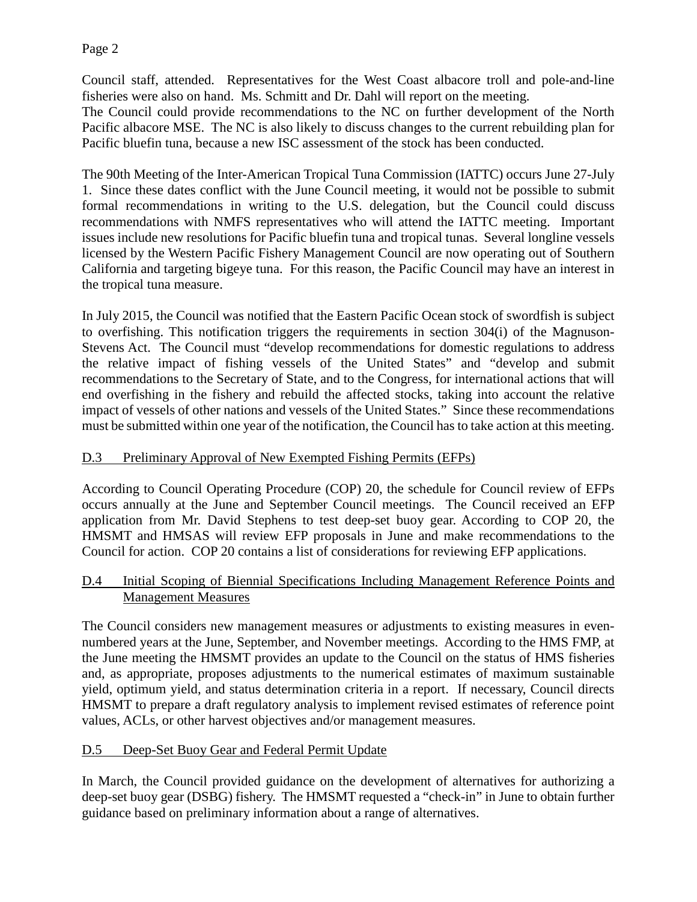Council staff, attended. Representatives for the West Coast albacore troll and pole-and-line fisheries were also on hand. Ms. Schmitt and Dr. Dahl will report on the meeting.
The Council could provide recommendations to the NC on further development of the North Pacific albacore MSE. The NC is also likely to discuss changes to the current rebuilding plan for Pacific bluefin tuna, because a new ISC assessment of the stock has been conducted.

The 90th Meeting of the Inter-American Tropical Tuna Commission (IATTC) occurs June 27-July 1. Since these dates conflict with the June Council meeting, it would not be possible to submit formal recommendations in writing to the U.S. delegation, but the Council could discuss recommendations with NMFS representatives who will attend the IATTC meeting. Important issues include new resolutions for Pacific bluefin tuna and tropical tunas. Several longline vessels licensed by the Western Pacific Fishery Management Council are now operating out of Southern California and targeting bigeye tuna. For this reason, the Pacific Council may have an interest in the tropical tuna measure.

In July 2015, the Council was notified that the Eastern Pacific Ocean stock of swordfish is subject to overfishing. This notification triggers the requirements in section 304(i) of the Magnuson-Stevens Act. The Council must "develop recommendations for domestic regulations to address the relative impact of fishing vessels of the United States" and "develop and submit recommendations to the Secretary of State, and to the Congress, for international actions that will end overfishing in the fishery and rebuild the affected stocks, taking into account the relative impact of vessels of other nations and vessels of the United States." Since these recommendations must be submitted within one year of the notification, the Council has to take action at this meeting.

## D.3 Preliminary Approval of New Exempted Fishing Permits (EFPs)

According to Council Operating Procedure (COP) 20, the schedule for Council review of EFPs occurs annually at the June and September Council meetings. The Council received an EFP application from Mr. David Stephens to test deep-set buoy gear. According to COP 20, the HMSMT and HMSAS will review EFP proposals in June and make recommendations to the Council for action. COP 20 contains a list of considerations for reviewing EFP applications.

## D.4 Initial Scoping of Biennial Specifications Including Management Reference Points and Management Measures

The Council considers new management measures or adjustments to existing measures in even-numbered years at the June, September, and November meetings. According to the HMS FMP, at the June meeting the HMSMT provides an update to the Council on the status of HMS fisheries and, as appropriate, proposes adjustments to the numerical estimates of maximum sustainable yield, optimum yield, and status determination criteria in a report. If necessary, Council directs HMSMT to prepare a draft regulatory analysis to implement revised estimates of reference point values, ACLs, or other harvest objectives and/or management measures.

## D.5 Deep-Set Buoy Gear and Federal Permit Update

In March, the Council provided guidance on the development of alternatives for authorizing a deep-set buoy gear (DSBG) fishery. The HMSMT requested a "check-in" in June to obtain further guidance based on preliminary information about a range of alternatives.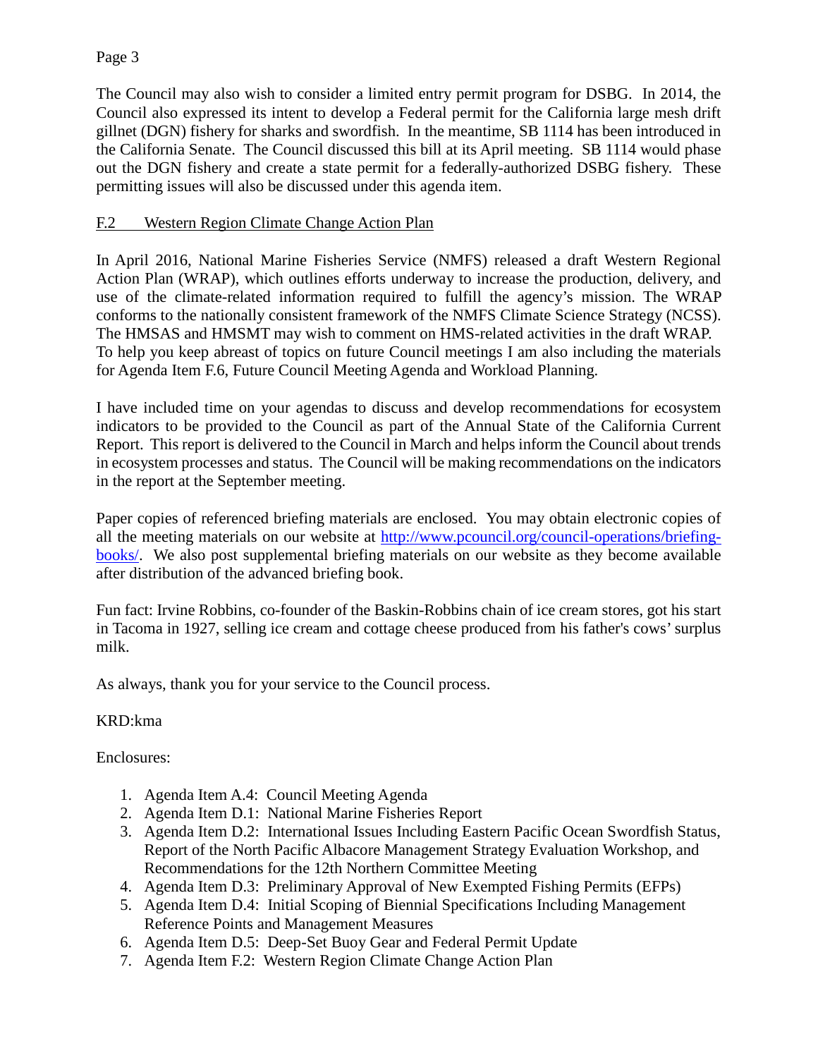The Council may also wish to consider a limited entry permit program for DSBG. In 2014, the Council also expressed its intent to develop a Federal permit for the California large mesh drift gillnet (DGN) fishery for sharks and swordfish. In the meantime, SB 1114 has been introduced in the California Senate. The Council discussed this bill at its April meeting. SB 1114 would phase out the DGN fishery and create a state permit for a federally-authorized DSBG fishery. These permitting issues will also be discussed under this agenda item.

F.2 Western Region Climate Change Action Plan

In April 2016, National Marine Fisheries Service (NMFS) released a draft Western Regional Action Plan (WRAP), which outlines efforts underway to increase the production, delivery, and use of the climate-related information required to fulfill the agency's mission. The WRAP conforms to the nationally consistent framework of the NMFS Climate Science Strategy (NCSS). The HMSAS and HMSMT may wish to comment on HMS-related activities in the draft WRAP. To help you keep abreast of topics on future Council meetings I am also including the materials for Agenda Item F.6, Future Council Meeting Agenda and Workload Planning.

I have included time on your agendas to discuss and develop recommendations for ecosystem indicators to be provided to the Council as part of the Annual State of the California Current Report. This report is delivered to the Council in March and helps inform the Council about trends in ecosystem processes and status. The Council will be making recommendations on the indicators in the report at the September meeting.

Paper copies of referenced briefing materials are enclosed. You may obtain electronic copies of all the meeting materials on our website at http://www.pcouncil.org/council-operations/briefing-books/. We also post supplemental briefing materials on our website as they become available after distribution of the advanced briefing book.

Fun fact: Irvine Robbins, co-founder of the Baskin-Robbins chain of ice cream stores, got his start in Tacoma in 1927, selling ice cream and cottage cheese produced from his father's cows' surplus milk.

As always, thank you for your service to the Council process.

KRD:kma

Enclosures:

1. Agenda Item A.4: Council Meeting Agenda
2. Agenda Item D.1: National Marine Fisheries Report
3. Agenda Item D.2: International Issues Including Eastern Pacific Ocean Swordfish Status, Report of the North Pacific Albacore Management Strategy Evaluation Workshop, and Recommendations for the 12th Northern Committee Meeting
4. Agenda Item D.3: Preliminary Approval of New Exempted Fishing Permits (EFPs)
5. Agenda Item D.4: Initial Scoping of Biennial Specifications Including Management Reference Points and Management Measures
6. Agenda Item D.5: Deep-Set Buoy Gear and Federal Permit Update
7. Agenda Item F.2: Western Region Climate Change Action Plan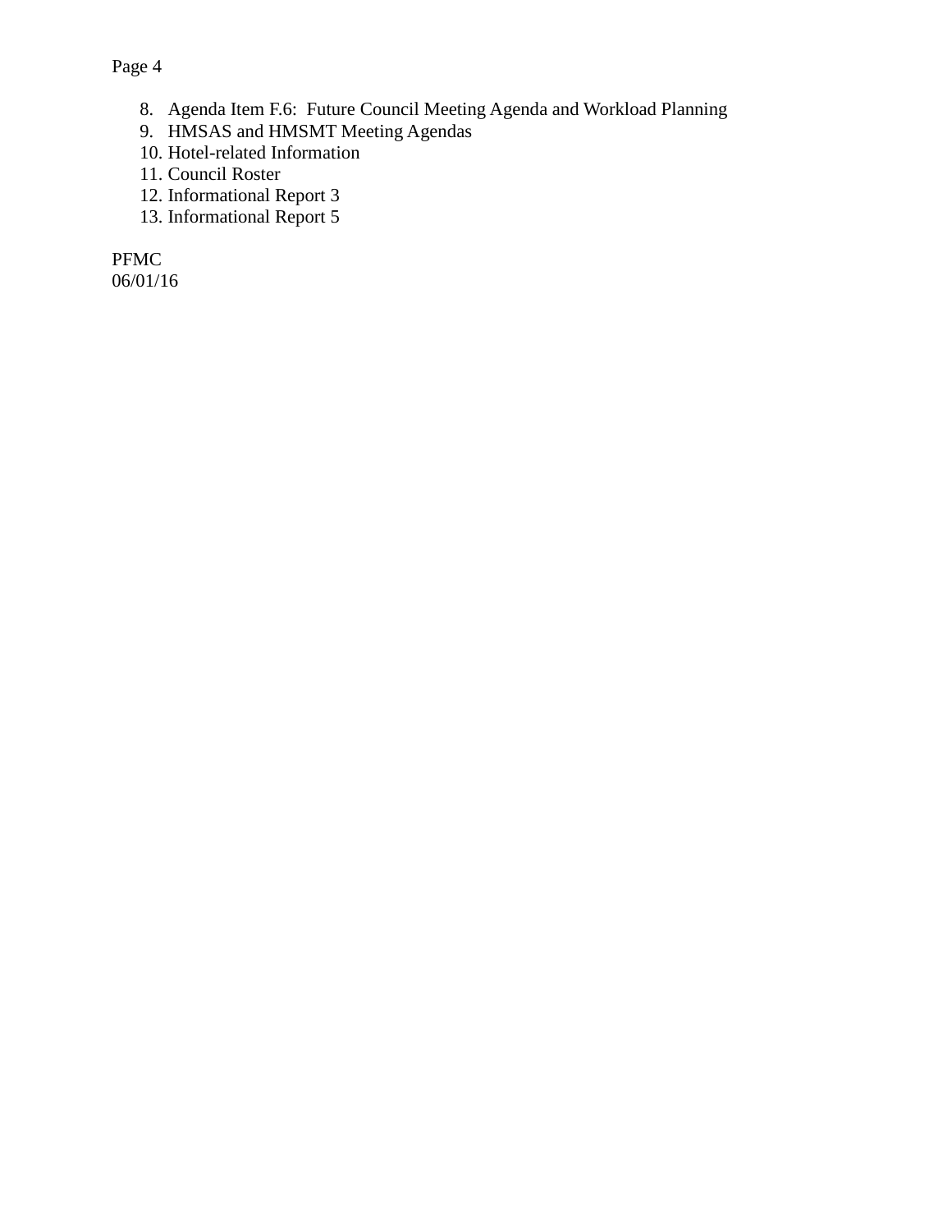8. Agenda Item F.6: Future Council Meeting Agenda and Workload Planning
9. HMSAS and HMSMT Meeting Agendas
10. Hotel-related Information
11. Council Roster
12. Informational Report 3
13. Informational Report 5

PFMC
06/01/16